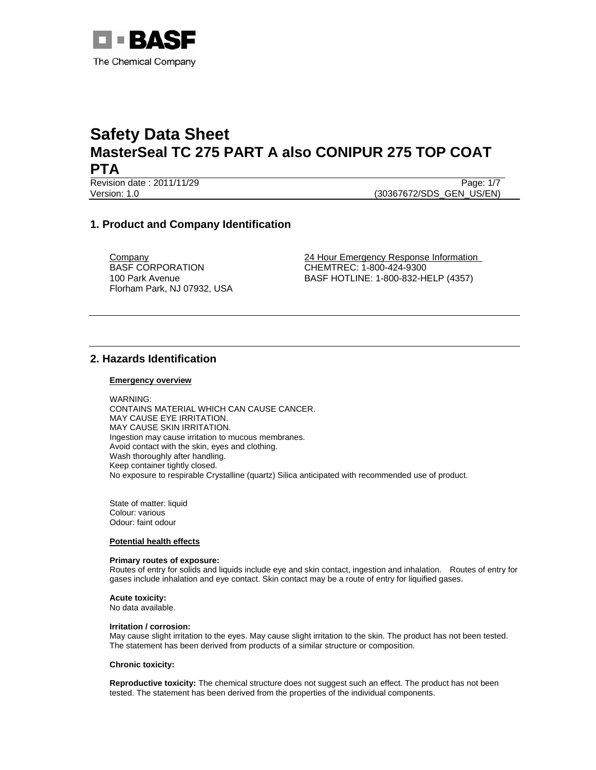BASF
The Chemical Company

# Safety Data Sheet
# MasterSeal TC 275 PART A also CONIPUR 275 TOP COAT PTA

Revision date : 2011/11/29
Version: 1.0
(30367672/SDS_GEN_US/EN)

## 1. Product and Company Identification

Company
BASF CORPORATION
100 Park Avenue
Florham Park, NJ 07932, USA

24 Hour Emergency Response Information
CHEMTREC: 1-800-424-9300
BASF HOTLINE: 1-800-832-HELP (4357)

## 2. Hazards Identification

**Emergency overview**

WARNING:
CONTAINS MATERIAL WHICH CAN CAUSE CANCER.
MAY CAUSE EYE IRRITATION.
MAY CAUSE SKIN IRRITATION.
Ingestion may cause irritation to mucous membranes.
Avoid contact with the skin, eyes and clothing.
Wash thoroughly after handling.
Keep container tightly closed.
No exposure to respirable Crystalline (quartz) Silica anticipated with recommended use of product.

State of matter: liquid
Colour: various
Odour: faint odour

**Potential health effects**

**Primary routes of exposure:**
Routes of entry for solids and liquids include eye and skin contact, ingestion and inhalation. Routes of entry for gases include inhalation and eye contact. Skin contact may be a route of entry for liquified gases.

**Acute toxicity:**
No data available.

**Irritation / corrosion:**
May cause slight irritation to the eyes. May cause slight irritation to the skin. The product has not been tested. The statement has been derived from products of a similar structure or composition.

**Chronic toxicity:**

**Reproductive toxicity:** The chemical structure does not suggest such an effect. The product has not been tested. The statement has been derived from the properties of the individual components.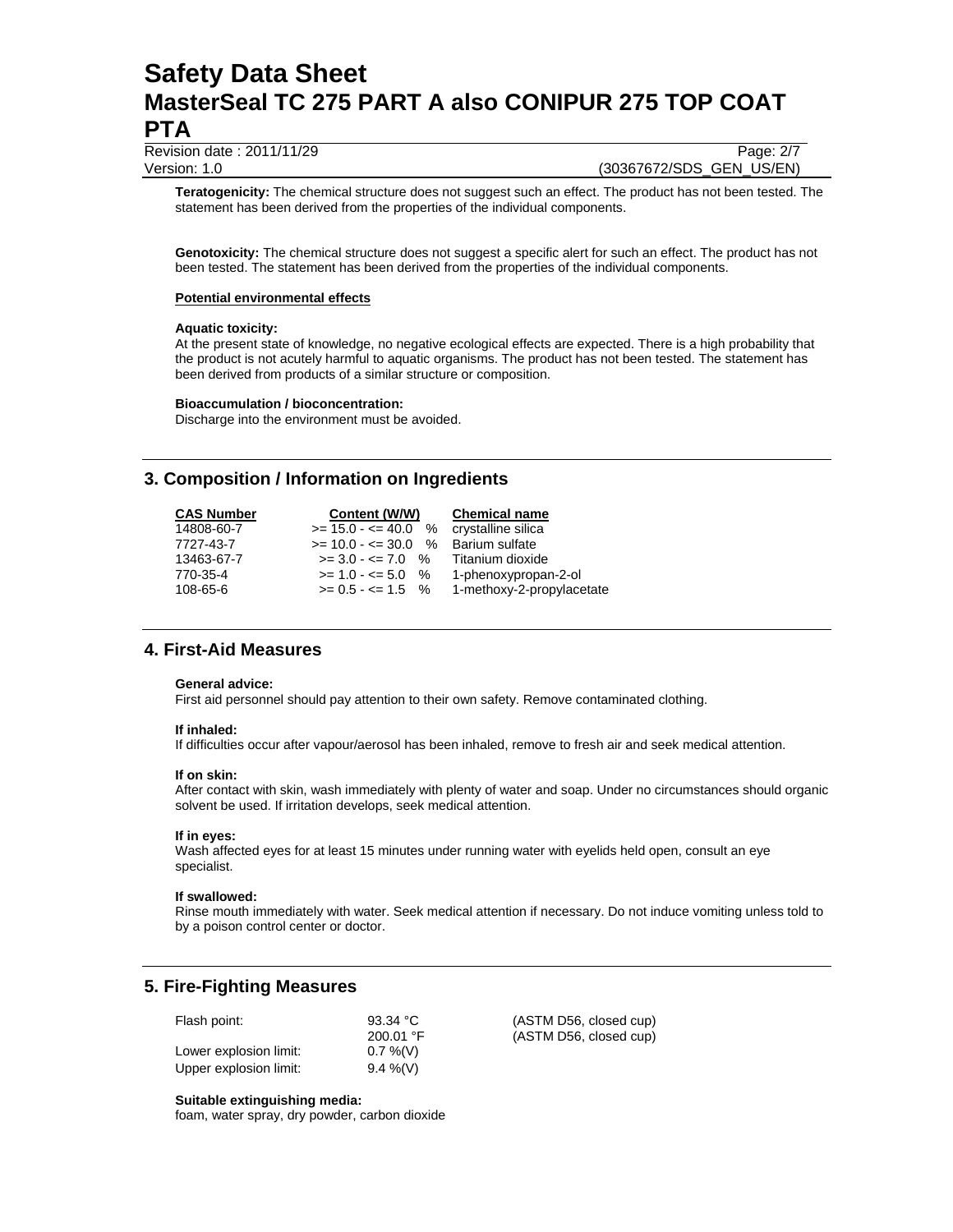**Teratogenicity:** The chemical structure does not suggest such an effect. The product has not been tested. The statement has been derived from the properties of the individual components.

**Genotoxicity:** The chemical structure does not suggest a specific alert for such an effect. The product has not been tested. The statement has been derived from the properties of the individual components.

**Potential environmental effects**

**Aquatic toxicity:**
At the present state of knowledge, no negative ecological effects are expected. There is a high probability that the product is not acutely harmful to aquatic organisms. The product has not been tested. The statement has been derived from products of a similar structure or composition.

**Bioaccumulation / bioconcentration:**
Discharge into the environment must be avoided.

## 3. Composition / Information on Ingredients

| CAS Number | Content (W/W) | Chemical name |
|---|---|---|
| 14808-60-7 | >= 15.0 - <= 40.0 % | crystalline silica |
| 7727-43-7 | >= 10.0 - <= 30.0 % | Barium sulfate |
| 13463-67-7 | >= 3.0 - <= 7.0 % | Titanium dioxide |
| 770-35-4 | >= 1.0 - <= 5.0 % | 1-phenoxypropan-2-ol |
| 108-65-6 | >= 0.5 - <= 1.5 % | 1-methoxy-2-propylacetate |

## 4. First-Aid Measures

**General advice:**
First aid personnel should pay attention to their own safety. Remove contaminated clothing.

**If inhaled:**
If difficulties occur after vapour/aerosol has been inhaled, remove to fresh air and seek medical attention.

**If on skin:**
After contact with skin, wash immediately with plenty of water and soap. Under no circumstances should organic solvent be used. If irritation develops, seek medical attention.

**If in eyes:**
Wash affected eyes for at least 15 minutes under running water with eyelids held open, consult an eye specialist.

**If swallowed:**
Rinse mouth immediately with water. Seek medical attention if necessary. Do not induce vomiting unless told to by a poison control center or doctor.

## 5. Fire-Fighting Measures

| | | |
|---|---|---|
| Flash point: | 93.34 °C | (ASTM D56, closed cup) |
| | 200.01 °F | (ASTM D56, closed cup) |
| Lower explosion limit: | 0.7 %(V) | |
| Upper explosion limit: | 9.4 %(V) | |

**Suitable extinguishing media:**
foam, water spray, dry powder, carbon dioxide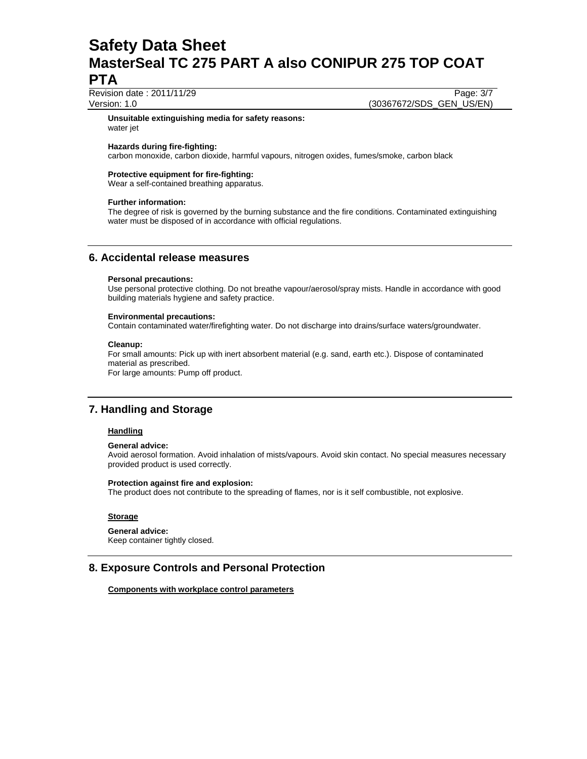**Unsuitable extinguishing media for safety reasons:**
water jet

**Hazards during fire-fighting:**
carbon monoxide, carbon dioxide, harmful vapours, nitrogen oxides, fumes/smoke, carbon black

**Protective equipment for fire-fighting:**
Wear a self-contained breathing apparatus.

**Further information:**
The degree of risk is governed by the burning substance and the fire conditions. Contaminated extinguishing water must be disposed of in accordance with official regulations.

## 6. Accidental release measures

**Personal precautions:**
Use personal protective clothing. Do not breathe vapour/aerosol/spray mists. Handle in accordance with good building materials hygiene and safety practice.

**Environmental precautions:**
Contain contaminated water/firefighting water. Do not discharge into drains/surface waters/groundwater.

**Cleanup:**
For small amounts: Pick up with inert absorbent material (e.g. sand, earth etc.). Dispose of contaminated material as prescribed.
For large amounts: Pump off product.

## 7. Handling and Storage

**Handling**

**General advice:**
Avoid aerosol formation. Avoid inhalation of mists/vapours. Avoid skin contact. No special measures necessary provided product is used correctly.

**Protection against fire and explosion:**
The product does not contribute to the spreading of flames, nor is it self combustible, not explosive.

**Storage**

**General advice:**
Keep container tightly closed.

## 8. Exposure Controls and Personal Protection

**Components with workplace control parameters**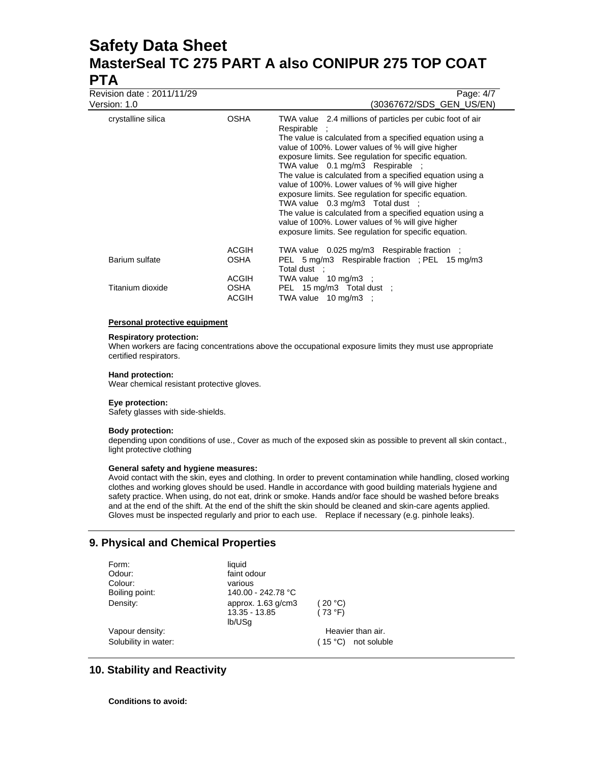| | | |
|---|---|---|
| crystalline silica | OSHA | TWA value 2.4 millions of particles per cubic foot of air Respirable ; The value is calculated from a specified equation using a value of 100%. Lower values of % will give higher exposure limits. See regulation for specific equation. TWA value 0.1 mg/m3 Respirable ; The value is calculated from a specified equation using a value of 100%. Lower values of % will give higher exposure limits. See regulation for specific equation. TWA value 0.3 mg/m3 Total dust ; The value is calculated from a specified equation using a value of 100%. Lower values of % will give higher exposure limits. See regulation for specific equation. |
| | ACGIH | TWA value 0.025 mg/m3 Respirable fraction ; |
| Barium sulfate | OSHA | PEL 5 mg/m3 Respirable fraction ; PEL 15 mg/m3 Total dust ; |
| | ACGIH | TWA value 10 mg/m3 ; |
| Titanium dioxide | OSHA | PEL 15 mg/m3 Total dust ; |
| | ACGIH | TWA value 10 mg/m3 ; |

**Personal protective equipment**

**Respiratory protection:**
When workers are facing concentrations above the occupational exposure limits they must use appropriate certified respirators.

**Hand protection:**
Wear chemical resistant protective gloves.

**Eye protection:**
Safety glasses with side-shields.

**Body protection:**
depending upon conditions of use., Cover as much of the exposed skin as possible to prevent all skin contact., light protective clothing

**General safety and hygiene measures:**
Avoid contact with the skin, eyes and clothing. In order to prevent contamination while handling, closed working clothes and working gloves should be used. Handle in accordance with good building materials hygiene and safety practice. When using, do not eat, drink or smoke. Hands and/or face should be washed before breaks and at the end of the shift. At the end of the shift the skin should be cleaned and skin-care agents applied. Gloves must be inspected regularly and prior to each use. Replace if necessary (e.g. pinhole leaks).

## 9. Physical and Chemical Properties

| | | |
|---|---|---|
| Form: | liquid | |
| Odour: | faint odour | |
| Colour: | various | |
| Boiling point: | 140.00 - 242.78 °C | |
| Density: | approx. 1.63 g/cm3 | ( 20 °C) |
| | 13.35 - 13.85 lb/USg | ( 73 °F) |
| Vapour density: | | Heavier than air. |
| Solubility in water: | | ( 15 °C) not soluble |

## 10. Stability and Reactivity

**Conditions to avoid:**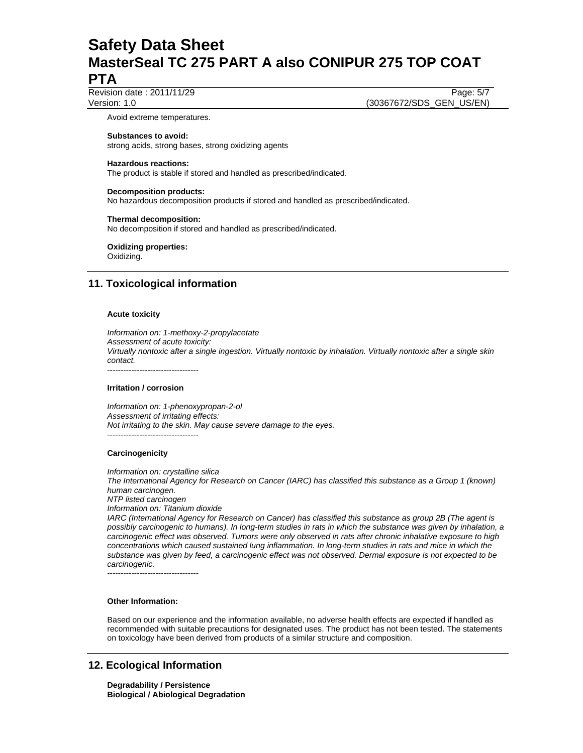Avoid extreme temperatures.

**Substances to avoid:**
strong acids, strong bases, strong oxidizing agents

**Hazardous reactions:**
The product is stable if stored and handled as prescribed/indicated.

**Decomposition products:**
No hazardous decomposition products if stored and handled as prescribed/indicated.

**Thermal decomposition:**
No decomposition if stored and handled as prescribed/indicated.

**Oxidizing properties:**
Oxidizing.

## 11. Toxicological information

**Acute toxicity**

*Information on: 1-methoxy-2-propylacetate*
*Assessment of acute toxicity:*
*Virtually nontoxic after a single ingestion. Virtually nontoxic by inhalation. Virtually nontoxic after a single skin contact.*
----------------------------------

**Irritation / corrosion**

*Information on: 1-phenoxypropan-2-ol*
*Assessment of irritating effects:*
*Not irritating to the skin. May cause severe damage to the eyes.*
----------------------------------

**Carcinogenicity**

*Information on: crystalline silica*
*The International Agency for Research on Cancer (IARC) has classified this substance as a Group 1 (known) human carcinogen.*
*NTP listed carcinogen*
*Information on: Titanium dioxide*
*IARC (International Agency for Research on Cancer) has classified this substance as group 2B (The agent is possibly carcinogenic to humans). In long-term studies in rats in which the substance was given by inhalation, a carcinogenic effect was observed. Tumors were only observed in rats after chronic inhalative exposure to high concentrations which caused sustained lung inflammation. In long-term studies in rats and mice in which the substance was given by feed, a carcinogenic effect was not observed. Dermal exposure is not expected to be carcinogenic.*
----------------------------------

**Other Information:**

Based on our experience and the information available, no adverse health effects are expected if handled as recommended with suitable precautions for designated uses. The product has not been tested. The statements on toxicology have been derived from products of a similar structure and composition.

## 12. Ecological Information

**Degradability / Persistence**
**Biological / Abiological Degradation**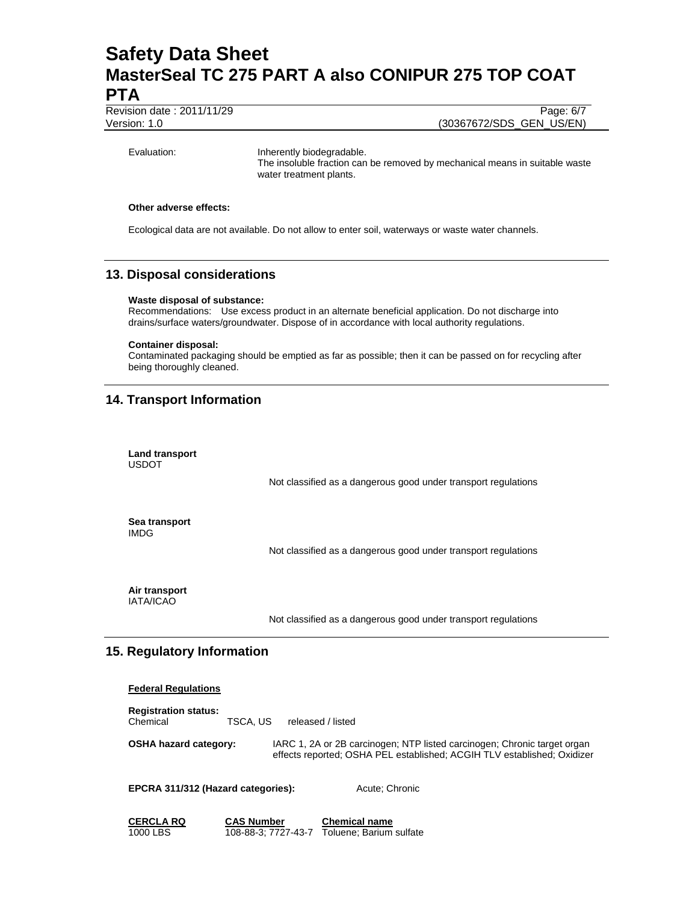Evaluation: Inherently biodegradable.
The insoluble fraction can be removed by mechanical means in suitable waste water treatment plants.

**Other adverse effects:**

Ecological data are not available. Do not allow to enter soil, waterways or waste water channels.

## 13. Disposal considerations

**Waste disposal of substance:**
Recommendations: Use excess product in an alternate beneficial application. Do not discharge into drains/surface waters/groundwater. Dispose of in accordance with local authority regulations.

**Container disposal:**
Contaminated packaging should be emptied as far as possible; then it can be passed on for recycling after being thoroughly cleaned.

## 14. Transport Information

**Land transport**
USDOT

Not classified as a dangerous good under transport regulations

**Sea transport**
IMDG

Not classified as a dangerous good under transport regulations

**Air transport**
IATA/ICAO

Not classified as a dangerous good under transport regulations

## 15. Regulatory Information

**Federal Regulations**

**Registration status:**
Chemical TSCA, US released / listed

**OSHA hazard category:** IARC 1, 2A or 2B carcinogen; NTP listed carcinogen; Chronic target organ effects reported; OSHA PEL established; ACGIH TLV established; Oxidizer

**EPCRA 311/312 (Hazard categories):** Acute; Chronic

| CERCLA RQ | CAS Number | Chemical name |
| --- | --- | --- |
| 1000 LBS | 108-88-3; 7727-43-7 | Toluene; Barium sulfate |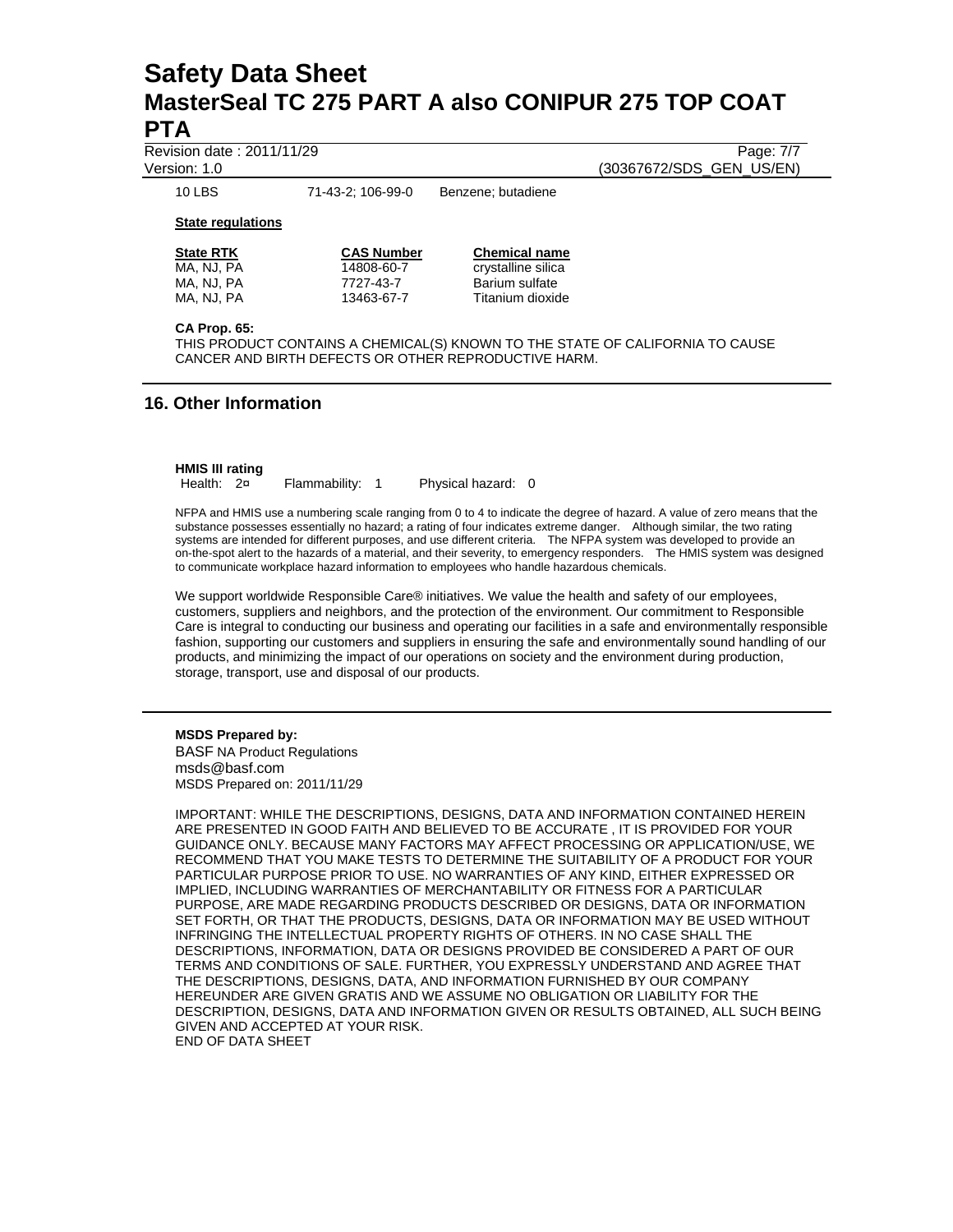| | | |
|---|---|---|
| 10 LBS | 71-43-2; 106-99-0 | Benzene; butadiene |

**State regulations**

| State RTK | CAS Number | Chemical name |
|---|---|---|
| MA, NJ, PA | 14808-60-7 | crystalline silica |
| MA, NJ, PA | 7727-43-7 | Barium sulfate |
| MA, NJ, PA | 13463-67-7 | Titanium dioxide |

**CA Prop. 65:**

THIS PRODUCT CONTAINS A CHEMICAL(S) KNOWN TO THE STATE OF CALIFORNIA TO CAUSE CANCER AND BIRTH DEFECTS OR OTHER REPRODUCTIVE HARM.

## 16. Other Information

**HMIS III rating**

Health: 2¤ Flammability: 1 Physical hazard: 0

NFPA and HMIS use a numbering scale ranging from 0 to 4 to indicate the degree of hazard. A value of zero means that the substance possesses essentially no hazard; a rating of four indicates extreme danger. Although similar, the two rating systems are intended for different purposes, and use different criteria. The NFPA system was developed to provide an on-the-spot alert to the hazards of a material, and their severity, to emergency responders. The HMIS system was designed to communicate workplace hazard information to employees who handle hazardous chemicals.

We support worldwide Responsible Care® initiatives. We value the health and safety of our employees, customers, suppliers and neighbors, and the protection of the environment. Our commitment to Responsible Care is integral to conducting our business and operating our facilities in a safe and environmentally responsible fashion, supporting our customers and suppliers in ensuring the safe and environmentally sound handling of our products, and minimizing the impact of our operations on society and the environment during production, storage, transport, use and disposal of our products.

**MSDS Prepared by:**
BASF NA Product Regulations
msds@basf.com
MSDS Prepared on: 2011/11/29

IMPORTANT: WHILE THE DESCRIPTIONS, DESIGNS, DATA AND INFORMATION CONTAINED HEREIN ARE PRESENTED IN GOOD FAITH AND BELIEVED TO BE ACCURATE , IT IS PROVIDED FOR YOUR GUIDANCE ONLY. BECAUSE MANY FACTORS MAY AFFECT PROCESSING OR APPLICATION/USE, WE RECOMMEND THAT YOU MAKE TESTS TO DETERMINE THE SUITABILITY OF A PRODUCT FOR YOUR PARTICULAR PURPOSE PRIOR TO USE. NO WARRANTIES OF ANY KIND, EITHER EXPRESSED OR IMPLIED, INCLUDING WARRANTIES OF MERCHANTABILITY OR FITNESS FOR A PARTICULAR PURPOSE, ARE MADE REGARDING PRODUCTS DESCRIBED OR DESIGNS, DATA OR INFORMATION SET FORTH, OR THAT THE PRODUCTS, DESIGNS, DATA OR INFORMATION MAY BE USED WITHOUT INFRINGING THE INTELLECTUAL PROPERTY RIGHTS OF OTHERS. IN NO CASE SHALL THE DESCRIPTIONS, INFORMATION, DATA OR DESIGNS PROVIDED BE CONSIDERED A PART OF OUR TERMS AND CONDITIONS OF SALE. FURTHER, YOU EXPRESSLY UNDERSTAND AND AGREE THAT THE DESCRIPTIONS, DESIGNS, DATA, AND INFORMATION FURNISHED BY OUR COMPANY HEREUNDER ARE GIVEN GRATIS AND WE ASSUME NO OBLIGATION OR LIABILITY FOR THE DESCRIPTION, DESIGNS, DATA AND INFORMATION GIVEN OR RESULTS OBTAINED, ALL SUCH BEING GIVEN AND ACCEPTED AT YOUR RISK.
END OF DATA SHEET